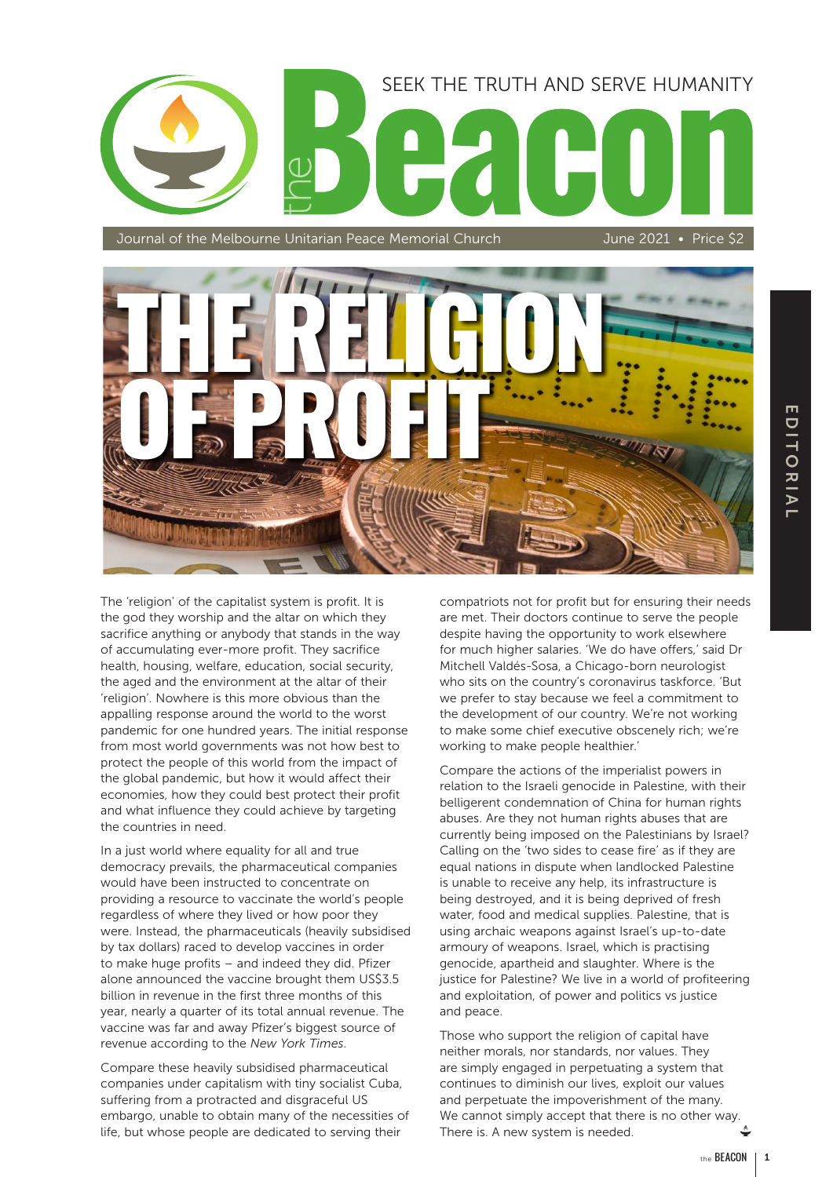# the Beacon

SEEK THE TRUTH AND SERVE HUMANITY

Journal of the Melbourne Unitarian Peace Memorial Church — June 2021 • Price $2

EDITORIAL

# THE RELIGION OF PROFIT

The 'religion' of the capitalist system is profit. It is the god they worship and the altar on which they sacrifice anything or anybody that stands in the way of accumulating ever-more profit. They sacrifice health, housing, welfare, education, social security, the aged and the environment at the altar of their 'religion'. Nowhere is this more obvious than the appalling response around the world to the worst pandemic for one hundred years. The initial response from most world governments was not how best to protect the people of this world from the impact of the global pandemic, but how it would affect their economies, how they could best protect their profit and what influence they could achieve by targeting the countries in need.

In a just world where equality for all and true democracy prevails, the pharmaceutical companies would have been instructed to concentrate on providing a resource to vaccinate the world's people regardless of where they lived or how poor they were. Instead, the pharmaceuticals (heavily subsidised by tax dollars) raced to develop vaccines in order to make huge profits – and indeed they did. Pfizer alone announced the vaccine brought them US$3.5 billion in revenue in the first three months of this year, nearly a quarter of its total annual revenue. The vaccine was far and away Pfizer's biggest source of revenue according to the *New York Times*.

Compare these heavily subsidised pharmaceutical companies under capitalism with tiny socialist Cuba, suffering from a protracted and disgraceful US embargo, unable to obtain many of the necessities of life, but whose people are dedicated to serving their compatriots not for profit but for ensuring their needs are met. Their doctors continue to serve the people despite having the opportunity to work elsewhere for much higher salaries. 'We do have offers,' said Dr Mitchell Valdés-Sosa, a Chicago-born neurologist who sits on the country's coronavirus taskforce. 'But we prefer to stay because we feel a commitment to the development of our country. We're not working to make some chief executive obscenely rich; we're working to make people healthier.'

Compare the actions of the imperialist powers in relation to the Israeli genocide in Palestine, with their belligerent condemnation of China for human rights abuses. Are they not human rights abuses that are currently being imposed on the Palestinians by Israel? Calling on the 'two sides to cease fire' as if they are equal nations in dispute when landlocked Palestine is unable to receive any help, its infrastructure is being destroyed, and it is being deprived of fresh water, food and medical supplies. Palestine, that is using archaic weapons against Israel's up-to-date armoury of weapons. Israel, which is practising genocide, apartheid and slaughter. Where is the justice for Palestine? We live in a world of profiteering and exploitation, of power and politics vs justice and peace.

Those who support the religion of capital have neither morals, nor standards, nor values. They are simply engaged in perpetuating a system that continues to diminish our lives, exploit our values and perpetuate the impoverishment of the many. We cannot simply accept that there is no other way. There is. A new system is needed.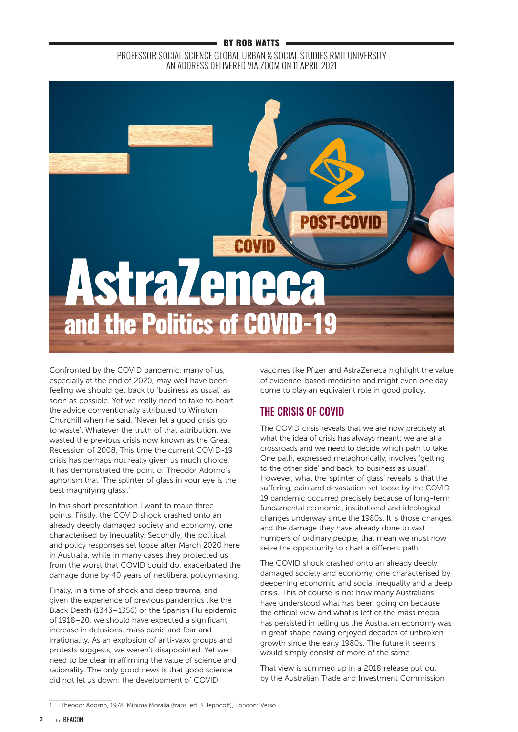BY ROB WATTS

PROFESSOR SOCIAL SCIENCE GLOBAL URBAN & SOCIAL STUDIES RMIT UNIVERSITY
AN ADDRESS DELIVERED VIA ZOOM ON 11 APRIL 2021

# AstraZeneca and the Politics of COVID-19

Confronted by the COVID pandemic, many of us, especially at the end of 2020, may well have been feeling we should get back to 'business as usual' as soon as possible. Yet we really need to take to heart the advice conventionally attributed to Winston Churchill when he said, 'Never let a good crisis go to waste'. Whatever the truth of that attribution, we wasted the previous crisis now known as the Great Recession of 2008. This time the current COVID-19 crisis has perhaps not really given us much choice. It has demonstrated the point of Theodor Adorno's aphorism that 'The splinter of glass in your eye is the best magnifying glass'.[1]

In this short presentation I want to make three points. Firstly, the COVID shock crashed onto an already deeply damaged society and economy, one characterised by inequality. Secondly, the political and policy responses set loose after March 2020 here in Australia, while in many cases they protected us from the worst that COVID could do, exacerbated the damage done by 40 years of neoliberal policymaking.

Finally, in a time of shock and deep trauma, and given the experience of previous pandemics like the Black Death (1343–1356) or the Spanish Flu epidemic of 1918–20, we should have expected a significant increase in delusions, mass panic and fear and irrationality. As an explosion of anti-vaxx groups and protests suggests, we weren't disappointed. Yet we need to be clear in affirming the value of science and rationality. The only good news is that good science did not let us down: the development of COVID vaccines like Pfizer and AstraZeneca highlight the value of evidence-based medicine and might even one day come to play an equivalent role in good policy.

## THE CRISIS OF COVID

The COVID crisis reveals that we are now precisely at what the idea of crisis has always meant: we are at a crossroads and we need to decide which path to take. One path, expressed metaphorically, involves 'getting to the other side' and back 'to business as usual'. However, what the 'splinter of glass' reveals is that the suffering, pain and devastation set loose by the COVID-19 pandemic occurred precisely because of long-term fundamental economic, institutional and ideological changes underway since the 1980s. It is those changes, and the damage they have already done to vast numbers of ordinary people, that mean we must now seize the opportunity to chart a different path.

The COVID shock crashed onto an already deeply damaged society and economy, one characterised by deepening economic and social inequality and a deep crisis. This of course is not how many Australians have understood what has been going on because the official view and what is left of the mass media has persisted in telling us the Australian economy was in great shape having enjoyed decades of unbroken growth since the early 1980s. The future it seems would simply consist of more of the same.

That view is summed up in a 2018 release put out by the Australian Trade and Investment Commission

---

1 Theodor Adorno, 1978, Minima Moralia (trans. ed. S Jephcott), London: Verso.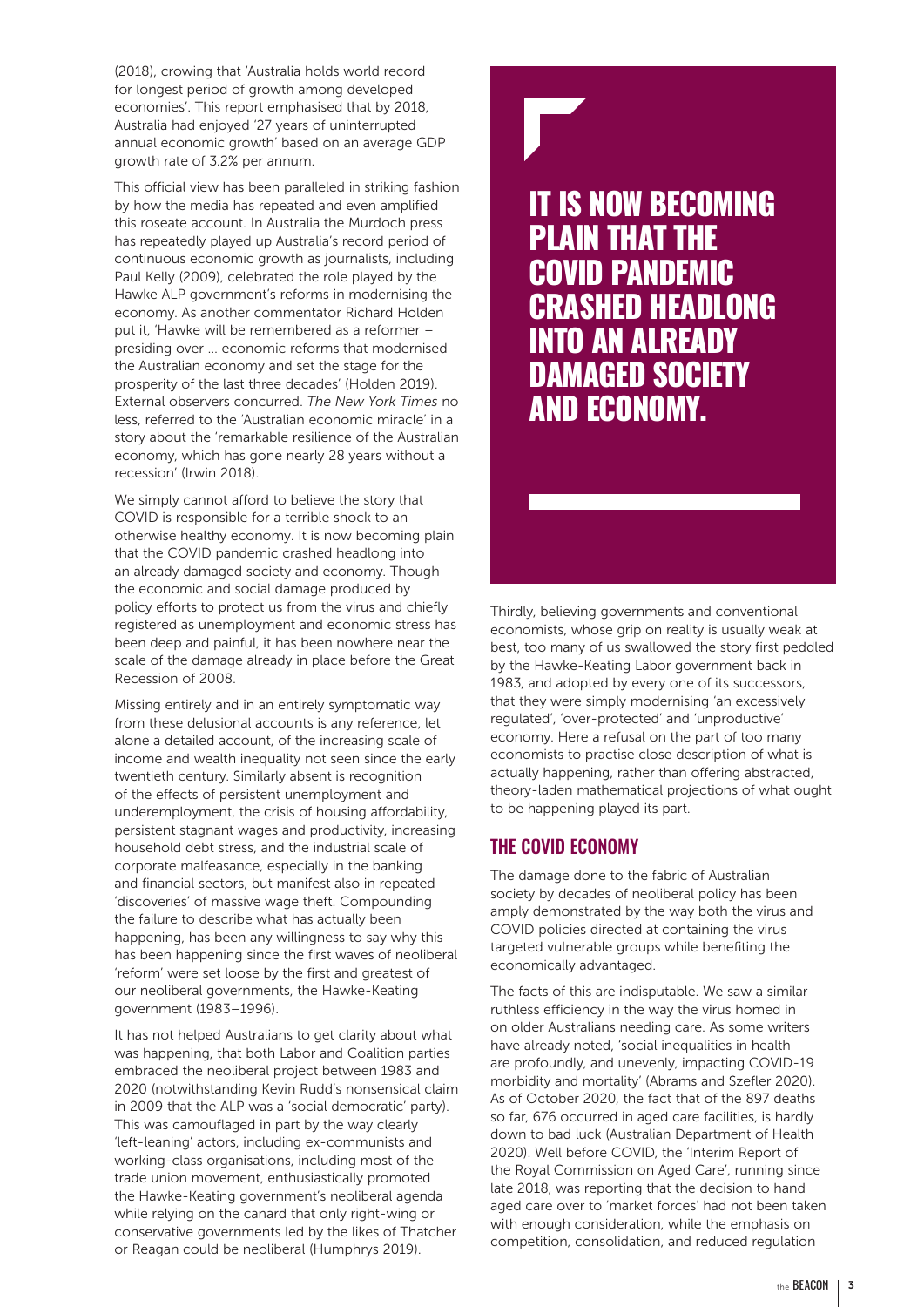(2018), crowing that 'Australia holds world record for longest period of growth among developed economies'. This report emphasised that by 2018, Australia had enjoyed '27 years of uninterrupted annual economic growth' based on an average GDP growth rate of 3.2% per annum.

This official view has been paralleled in striking fashion by how the media has repeated and even amplified this roseate account. In Australia the Murdoch press has repeatedly played up Australia's record period of continuous economic growth as journalists, including Paul Kelly (2009), celebrated the role played by the Hawke ALP government's reforms in modernising the economy. As another commentator Richard Holden put it, 'Hawke will be remembered as a reformer – presiding over ... economic reforms that modernised the Australian economy and set the stage for the prosperity of the last three decades' (Holden 2019). External observers concurred. *The New York Times* no less, referred to the 'Australian economic miracle' in a story about the 'remarkable resilience of the Australian economy, which has gone nearly 28 years without a recession' (Irwin 2018).

We simply cannot afford to believe the story that COVID is responsible for a terrible shock to an otherwise healthy economy. It is now becoming plain that the COVID pandemic crashed headlong into an already damaged society and economy. Though the economic and social damage produced by policy efforts to protect us from the virus and chiefly registered as unemployment and economic stress has been deep and painful, it has been nowhere near the scale of the damage already in place before the Great Recession of 2008.

Missing entirely and in an entirely symptomatic way from these delusional accounts is any reference, let alone a detailed account, of the increasing scale of income and wealth inequality not seen since the early twentieth century. Similarly absent is recognition of the effects of persistent unemployment and underemployment, the crisis of housing affordability, persistent stagnant wages and productivity, increasing household debt stress, and the industrial scale of corporate malfeasance, especially in the banking and financial sectors, but manifest also in repeated 'discoveries' of massive wage theft. Compounding the failure to describe what has actually been happening, has been any willingness to say why this has been happening since the first waves of neoliberal 'reform' were set loose by the first and greatest of our neoliberal governments, the Hawke-Keating government (1983–1996).

It has not helped Australians to get clarity about what was happening, that both Labor and Coalition parties embraced the neoliberal project between 1983 and 2020 (notwithstanding Kevin Rudd's nonsensical claim in 2009 that the ALP was a 'social democratic' party). This was camouflaged in part by the way clearly 'left-leaning' actors, including ex-communists and working-class organisations, including most of the trade union movement, enthusiastically promoted the Hawke-Keating government's neoliberal agenda while relying on the canard that only right-wing or conservative governments led by the likes of Thatcher or Reagan could be neoliberal (Humphrys 2019).

> **IT IS NOW BECOMING PLAIN THAT THE COVID PANDEMIC CRASHED HEADLONG INTO AN ALREADY DAMAGED SOCIETY AND ECONOMY.**

Thirdly, believing governments and conventional economists, whose grip on reality is usually weak at best, too many of us swallowed the story first peddled by the Hawke-Keating Labor government back in 1983, and adopted by every one of its successors, that they were simply modernising 'an excessively regulated', 'over-protected' and 'unproductive' economy. Here a refusal on the part of too many economists to practise close description of what is actually happening, rather than offering abstracted, theory-laden mathematical projections of what ought to be happening played its part.

## THE COVID ECONOMY

The damage done to the fabric of Australian society by decades of neoliberal policy has been amply demonstrated by the way both the virus and COVID policies directed at containing the virus targeted vulnerable groups while benefiting the economically advantaged.

The facts of this are indisputable. We saw a similar ruthless efficiency in the way the virus homed in on older Australians needing care. As some writers have already noted, 'social inequalities in health are profoundly, and unevenly, impacting COVID-19 morbidity and mortality' (Abrams and Szefler 2020). As of October 2020, the fact that of the 897 deaths so far, 676 occurred in aged care facilities, is hardly down to bad luck (Australian Department of Health 2020). Well before COVID, the 'Interim Report of the Royal Commission on Aged Care', running since late 2018, was reporting that the decision to hand aged care over to 'market forces' had not been taken with enough consideration, while the emphasis on competition, consolidation, and reduced regulation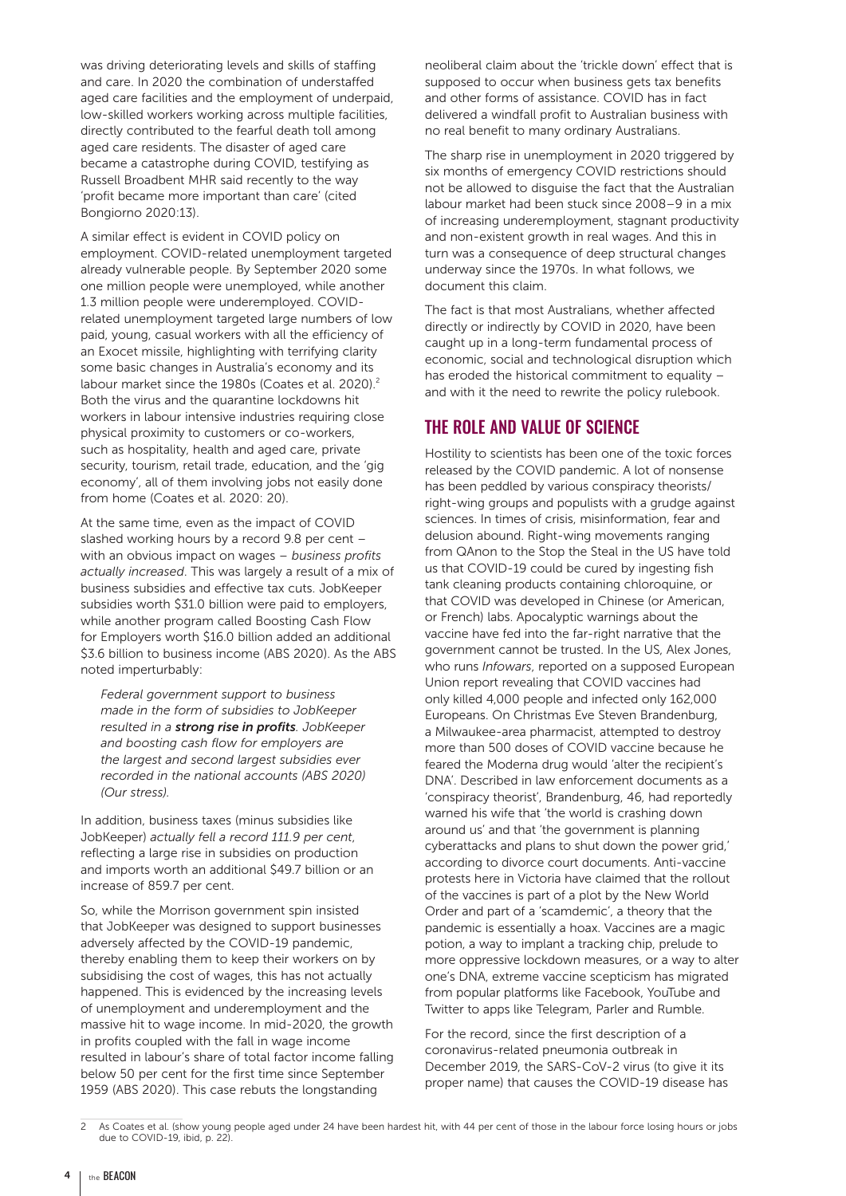was driving deteriorating levels and skills of staffing and care. In 2020 the combination of understaffed aged care facilities and the employment of underpaid, low-skilled workers working across multiple facilities, directly contributed to the fearful death toll among aged care residents. The disaster of aged care became a catastrophe during COVID, testifying as Russell Broadbent MHR said recently to the way 'profit became more important than care' (cited Bongiorno 2020:13).

A similar effect is evident in COVID policy on employment. COVID-related unemployment targeted already vulnerable people. By September 2020 some one million people were unemployed, while another 1.3 million people were underemployed. COVID-related unemployment targeted large numbers of low paid, young, casual workers with all the efficiency of an Exocet missile, highlighting with terrifying clarity some basic changes in Australia's economy and its labour market since the 1980s (Coates et al. 2020).[2] Both the virus and the quarantine lockdowns hit workers in labour intensive industries requiring close physical proximity to customers or co-workers, such as hospitality, health and aged care, private security, tourism, retail trade, education, and the 'gig economy', all of them involving jobs not easily done from home (Coates et al. 2020: 20).

At the same time, even as the impact of COVID slashed working hours by a record 9.8 per cent – with an obvious impact on wages – *business profits actually increased*. This was largely a result of a mix of business subsidies and effective tax cuts. JobKeeper subsidies worth $31.0 billion were paid to employers, while another program called Boosting Cash Flow for Employers worth $16.0 billion added an additional $3.6 billion to business income (ABS 2020). As the ABS noted imperturbably:

> *Federal government support to business made in the form of subsidies to JobKeeper resulted in a **strong rise in profits**. JobKeeper and boosting cash flow for employers are the largest and second largest subsidies ever recorded in the national accounts (ABS 2020) (Our stress).*

In addition, business taxes (minus subsidies like JobKeeper) *actually fell a record 111.9 per cent*, reflecting a large rise in subsidies on production and imports worth an additional $49.7 billion or an increase of 859.7 per cent.

So, while the Morrison government spin insisted that JobKeeper was designed to support businesses adversely affected by the COVID-19 pandemic, thereby enabling them to keep their workers on by subsidising the cost of wages, this has not actually happened. This is evidenced by the increasing levels of unemployment and underemployment and the massive hit to wage income. In mid-2020, the growth in profits coupled with the fall in wage income resulted in labour's share of total factor income falling below 50 per cent for the first time since September 1959 (ABS 2020). This case rebuts the longstanding neoliberal claim about the 'trickle down' effect that is supposed to occur when business gets tax benefits and other forms of assistance. COVID has in fact delivered a windfall profit to Australian business with no real benefit to many ordinary Australians.

The sharp rise in unemployment in 2020 triggered by six months of emergency COVID restrictions should not be allowed to disguise the fact that the Australian labour market had been stuck since 2008–9 in a mix of increasing underemployment, stagnant productivity and non-existent growth in real wages. And this in turn was a consequence of deep structural changes underway since the 1970s. In what follows, we document this claim.

The fact is that most Australians, whether affected directly or indirectly by COVID in 2020, have been caught up in a long-term fundamental process of economic, social and technological disruption which has eroded the historical commitment to equality – and with it the need to rewrite the policy rulebook.

## THE ROLE AND VALUE OF SCIENCE

Hostility to scientists has been one of the toxic forces released by the COVID pandemic. A lot of nonsense has been peddled by various conspiracy theorists/ right-wing groups and populists with a grudge against sciences. In times of crisis, misinformation, fear and delusion abound. Right-wing movements ranging from QAnon to the Stop the Steal in the US have told us that COVID-19 could be cured by ingesting fish tank cleaning products containing chloroquine, or that COVID was developed in Chinese (or American, or French) labs. Apocalyptic warnings about the vaccine have fed into the far-right narrative that the government cannot be trusted. In the US, Alex Jones, who runs *Infowars*, reported on a supposed European Union report revealing that COVID vaccines had only killed 4,000 people and infected only 162,000 Europeans. On Christmas Eve Steven Brandenburg, a Milwaukee-area pharmacist, attempted to destroy more than 500 doses of COVID vaccine because he feared the Moderna drug would 'alter the recipient's DNA'. Described in law enforcement documents as a 'conspiracy theorist', Brandenburg, 46, had reportedly warned his wife that 'the world is crashing down around us' and that 'the government is planning cyberattacks and plans to shut down the power grid,' according to divorce court documents. Anti-vaccine protests here in Victoria have claimed that the rollout of the vaccines is part of a plot by the New World Order and part of a 'scamdemic', a theory that the pandemic is essentially a hoax. Vaccines are a magic potion, a way to implant a tracking chip, prelude to more oppressive lockdown measures, or a way to alter one's DNA, extreme vaccine scepticism has migrated from popular platforms like Facebook, YouTube and Twitter to apps like Telegram, Parler and Rumble.

For the record, since the first description of a coronavirus-related pneumonia outbreak in December 2019, the SARS-CoV-2 virus (to give it its proper name) that causes the COVID-19 disease has

---

2 As Coates et al. (show young people aged under 24 have been hardest hit, with 44 per cent of those in the labour force losing hours or jobs due to COVID-19, ibid, p. 22).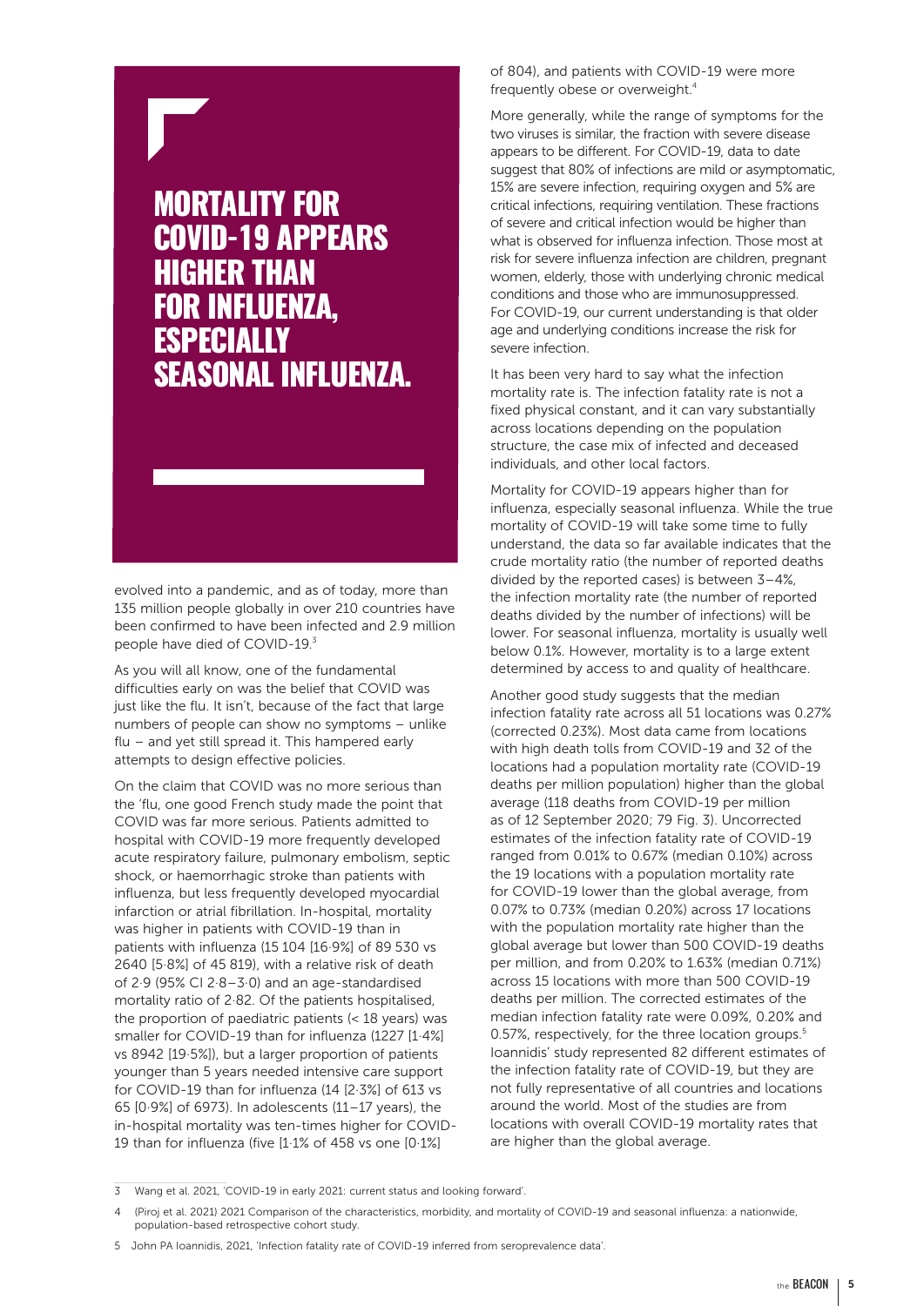**MORTALITY FOR COVID-19 APPEARS HIGHER THAN FOR INFLUENZA, ESPECIALLY SEASONAL INFLUENZA.**

evolved into a pandemic, and as of today, more than 135 million people globally in over 210 countries have been confirmed to have been infected and 2.9 million people have died of COVID-19.[3]

As you will all know, one of the fundamental difficulties early on was the belief that COVID was just like the flu. It isn't, because of the fact that large numbers of people can show no symptoms – unlike flu – and yet still spread it. This hampered early attempts to design effective policies.

On the claim that COVID was no more serious than the 'flu, one good French study made the point that COVID was far more serious. Patients admitted to hospital with COVID-19 more frequently developed acute respiratory failure, pulmonary embolism, septic shock, or haemorrhagic stroke than patients with influenza, but less frequently developed myocardial infarction or atrial fibrillation. In-hospital, mortality was higher in patients with COVID-19 than in patients with influenza (15 104 [16·9%] of 89 530 vs 2640 [5·8%] of 45 819), with a relative risk of death of 2·9 (95% CI 2·8–3·0) and an age-standardised mortality ratio of 2·82. Of the patients hospitalised, the proportion of paediatric patients (< 18 years) was smaller for COVID-19 than for influenza (1227 [1·4%] vs 8942 [19·5%]), but a larger proportion of patients younger than 5 years needed intensive care support for COVID-19 than for influenza (14 [2·3%] of 613 vs 65 [0·9%] of 6973). In adolescents (11–17 years), the in-hospital mortality was ten-times higher for COVID-19 than for influenza (five [1·1% of 458 vs one [0·1%] of 804), and patients with COVID-19 were more frequently obese or overweight.[4]

More generally, while the range of symptoms for the two viruses is similar, the fraction with severe disease appears to be different. For COVID-19, data to date suggest that 80% of infections are mild or asymptomatic, 15% are severe infection, requiring oxygen and 5% are critical infections, requiring ventilation. These fractions of severe and critical infection would be higher than what is observed for influenza infection. Those most at risk for severe influenza infection are children, pregnant women, elderly, those with underlying chronic medical conditions and those who are immunosuppressed. For COVID-19, our current understanding is that older age and underlying conditions increase the risk for severe infection.

It has been very hard to say what the infection mortality rate is. The infection fatality rate is not a fixed physical constant, and it can vary substantially across locations depending on the population structure, the case mix of infected and deceased individuals, and other local factors.

Mortality for COVID-19 appears higher than for influenza, especially seasonal influenza. While the true mortality of COVID-19 will take some time to fully understand, the data so far available indicates that the crude mortality ratio (the number of reported deaths divided by the reported cases) is between 3–4%, the infection mortality rate (the number of reported deaths divided by the number of infections) will be lower. For seasonal influenza, mortality is usually well below 0.1%. However, mortality is to a large extent determined by access to and quality of healthcare.

Another good study suggests that the median infection fatality rate across all 51 locations was 0.27% (corrected 0.23%). Most data came from locations with high death tolls from COVID-19 and 32 of the locations had a population mortality rate (COVID-19 deaths per million population) higher than the global average (118 deaths from COVID-19 per million as of 12 September 2020; 79 Fig. 3). Uncorrected estimates of the infection fatality rate of COVID-19 ranged from 0.01% to 0.67% (median 0.10%) across the 19 locations with a population mortality rate for COVID-19 lower than the global average, from 0.07% to 0.73% (median 0.20%) across 17 locations with the population mortality rate higher than the global average but lower than 500 COVID-19 deaths per million, and from 0.20% to 1.63% (median 0.71%) across 15 locations with more than 500 COVID-19 deaths per million. The corrected estimates of the median infection fatality rate were 0.09%, 0.20% and 0.57%, respectively, for the three location groups.[5] Ioannidis' study represented 82 different estimates of the infection fatality rate of COVID-19, but they are not fully representative of all countries and locations around the world. Most of the studies are from locations with overall COVID-19 mortality rates that are higher than the global average.

---

3 Wang et al. 2021, 'COVID-19 in early 2021: current status and looking forward'.

4 (Piroj et al. 2021) 2021 Comparison of the characteristics, morbidity, and mortality of COVID-19 and seasonal influenza: a nationwide, population-based retrospective cohort study.

5 John PA Ioannidis, 2021, 'Infection fatality rate of COVID-19 inferred from seroprevalence data'.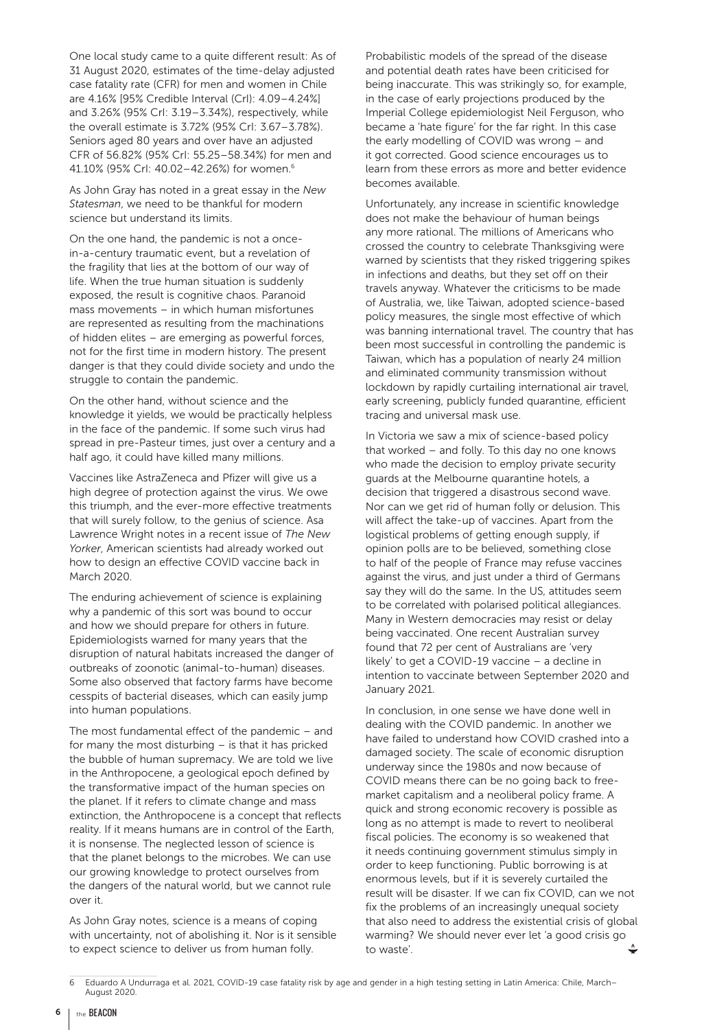One local study came to a quite different result: As of 31 August 2020, estimates of the time-delay adjusted case fatality rate (CFR) for men and women in Chile are 4.16% [95% Credible Interval (CrI): 4.09–4.24%] and 3.26% (95% CrI: 3.19–3.34%), respectively, while the overall estimate is 3.72% (95% CrI: 3.67–3.78%). Seniors aged 80 years and over have an adjusted CFR of 56.82% (95% CrI: 55.25–58.34%) for men and 41.10% (95% CrI: 40.02–42.26%) for women.[6]

As John Gray has noted in a great essay in the *New Statesman*, we need to be thankful for modern science but understand its limits.

On the one hand, the pandemic is not a once-in-a-century traumatic event, but a revelation of the fragility that lies at the bottom of our way of life. When the true human situation is suddenly exposed, the result is cognitive chaos. Paranoid mass movements – in which human misfortunes are represented as resulting from the machinations of hidden elites – are emerging as powerful forces, not for the first time in modern history. The present danger is that they could divide society and undo the struggle to contain the pandemic.

On the other hand, without science and the knowledge it yields, we would be practically helpless in the face of the pandemic. If some such virus had spread in pre-Pasteur times, just over a century and a half ago, it could have killed many millions.

Vaccines like AstraZeneca and Pfizer will give us a high degree of protection against the virus. We owe this triumph, and the ever-more effective treatments that will surely follow, to the genius of science. Asa Lawrence Wright notes in a recent issue of *The New Yorker*, American scientists had already worked out how to design an effective COVID vaccine back in March 2020.

The enduring achievement of science is explaining why a pandemic of this sort was bound to occur and how we should prepare for others in future. Epidemiologists warned for many years that the disruption of natural habitats increased the danger of outbreaks of zoonotic (animal-to-human) diseases. Some also observed that factory farms have become cesspits of bacterial diseases, which can easily jump into human populations.

The most fundamental effect of the pandemic – and for many the most disturbing – is that it has pricked the bubble of human supremacy. We are told we live in the Anthropocene, a geological epoch defined by the transformative impact of the human species on the planet. If it refers to climate change and mass extinction, the Anthropocene is a concept that reflects reality. If it means humans are in control of the Earth, it is nonsense. The neglected lesson of science is that the planet belongs to the microbes. We can use our growing knowledge to protect ourselves from the dangers of the natural world, but we cannot rule over it.

As John Gray notes, science is a means of coping with uncertainty, not of abolishing it. Nor is it sensible to expect science to deliver us from human folly.

Probabilistic models of the spread of the disease and potential death rates have been criticised for being inaccurate. This was strikingly so, for example, in the case of early projections produced by the Imperial College epidemiologist Neil Ferguson, who became a 'hate figure' for the far right. In this case the early modelling of COVID was wrong – and it got corrected. Good science encourages us to learn from these errors as more and better evidence becomes available.

Unfortunately, any increase in scientific knowledge does not make the behaviour of human beings any more rational. The millions of Americans who crossed the country to celebrate Thanksgiving were warned by scientists that they risked triggering spikes in infections and deaths, but they set off on their travels anyway. Whatever the criticisms to be made of Australia, we, like Taiwan, adopted science-based policy measures, the single most effective of which was banning international travel. The country that has been most successful in controlling the pandemic is Taiwan, which has a population of nearly 24 million and eliminated community transmission without lockdown by rapidly curtailing international air travel, early screening, publicly funded quarantine, efficient tracing and universal mask use.

In Victoria we saw a mix of science-based policy that worked – and folly. To this day no one knows who made the decision to employ private security guards at the Melbourne quarantine hotels, a decision that triggered a disastrous second wave. Nor can we get rid of human folly or delusion. This will affect the take-up of vaccines. Apart from the logistical problems of getting enough supply, if opinion polls are to be believed, something close to half of the people of France may refuse vaccines against the virus, and just under a third of Germans say they will do the same. In the US, attitudes seem to be correlated with polarised political allegiances. Many in Western democracies may resist or delay being vaccinated. One recent Australian survey found that 72 per cent of Australians are 'very likely' to get a COVID-19 vaccine – a decline in intention to vaccinate between September 2020 and January 2021.

In conclusion, in one sense we have done well in dealing with the COVID pandemic. In another we have failed to understand how COVID crashed into a damaged society. The scale of economic disruption underway since the 1980s and now because of COVID means there can be no going back to free-market capitalism and a neoliberal policy frame. A quick and strong economic recovery is possible as long as no attempt is made to revert to neoliberal fiscal policies. The economy is so weakened that it needs continuing government stimulus simply in order to keep functioning. Public borrowing is at enormous levels, but if it is severely curtailed the result will be disaster. If we can fix COVID, can we not fix the problems of an increasingly unequal society that also need to address the existential crisis of global warming? We should never ever let 'a good crisis go to waste'.

---

[6] Eduardo A Undurraga et al. 2021, COVID-19 case fatality risk by age and gender in a high testing setting in Latin America: Chile, March–August 2020.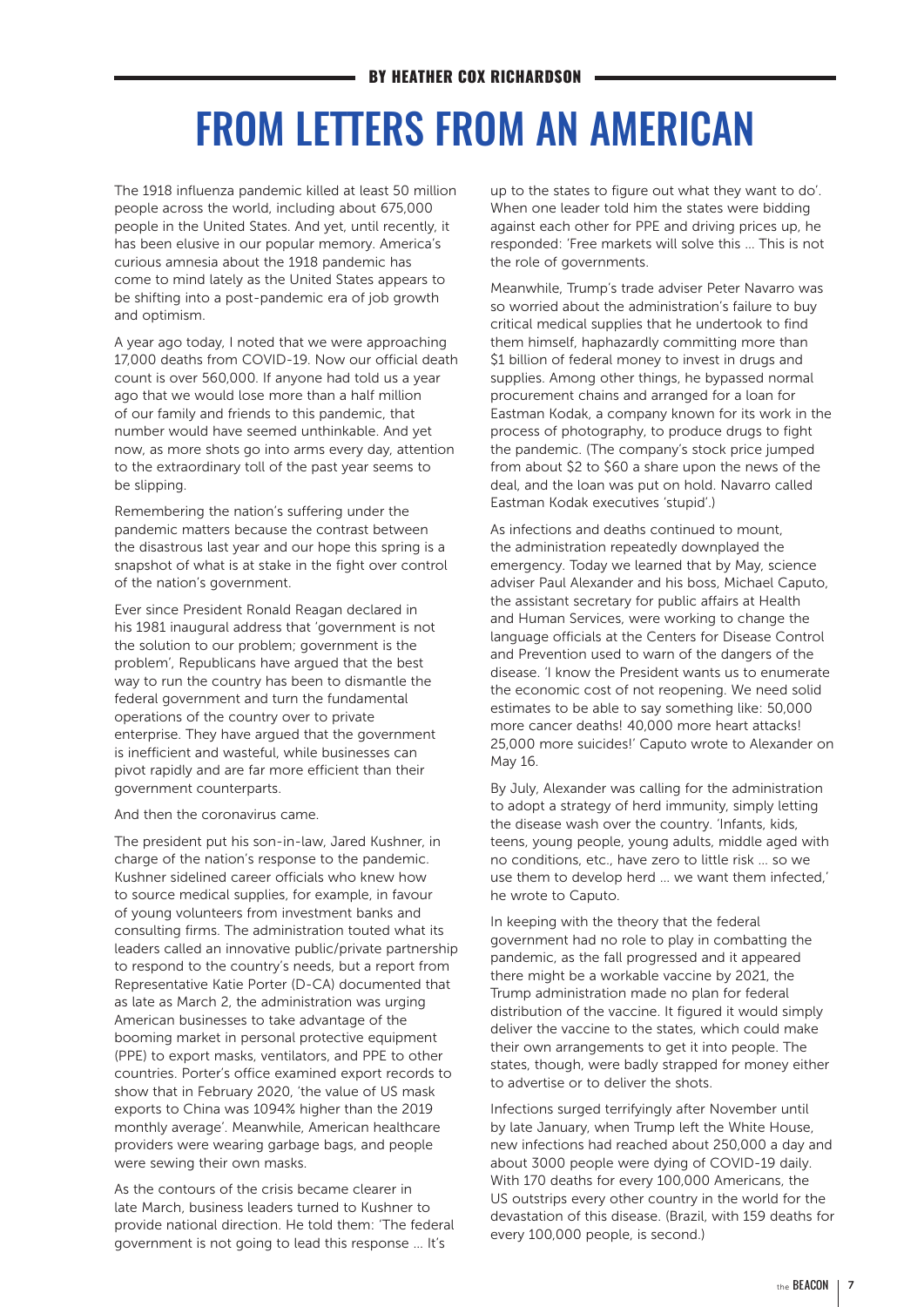BY HEATHER COX RICHARDSON

# FROM LETTERS FROM AN AMERICAN

The 1918 influenza pandemic killed at least 50 million people across the world, including about 675,000 people in the United States. And yet, until recently, it has been elusive in our popular memory. America's curious amnesia about the 1918 pandemic has come to mind lately as the United States appears to be shifting into a post-pandemic era of job growth and optimism.

A year ago today, I noted that we were approaching 17,000 deaths from COVID-19. Now our official death count is over 560,000. If anyone had told us a year ago that we would lose more than a half million of our family and friends to this pandemic, that number would have seemed unthinkable. And yet now, as more shots go into arms every day, attention to the extraordinary toll of the past year seems to be slipping.

Remembering the nation's suffering under the pandemic matters because the contrast between the disastrous last year and our hope this spring is a snapshot of what is at stake in the fight over control of the nation's government.

Ever since President Ronald Reagan declared in his 1981 inaugural address that 'government is not the solution to our problem; government is the problem', Republicans have argued that the best way to run the country has been to dismantle the federal government and turn the fundamental operations of the country over to private enterprise. They have argued that the government is inefficient and wasteful, while businesses can pivot rapidly and are far more efficient than their government counterparts.

And then the coronavirus came.

The president put his son-in-law, Jared Kushner, in charge of the nation's response to the pandemic. Kushner sidelined career officials who knew how to source medical supplies, for example, in favour of young volunteers from investment banks and consulting firms. The administration touted what its leaders called an innovative public/private partnership to respond to the country's needs, but a report from Representative Katie Porter (D-CA) documented that as late as March 2, the administration was urging American businesses to take advantage of the booming market in personal protective equipment (PPE) to export masks, ventilators, and PPE to other countries. Porter's office examined export records to show that in February 2020, 'the value of US mask exports to China was 1094% higher than the 2019 monthly average'. Meanwhile, American healthcare providers were wearing garbage bags, and people were sewing their own masks.

As the contours of the crisis became clearer in late March, business leaders turned to Kushner to provide national direction. He told them: 'The federal government is not going to lead this response … It's up to the states to figure out what they want to do'. When one leader told him the states were bidding against each other for PPE and driving prices up, he responded: 'Free markets will solve this … This is not the role of governments.

Meanwhile, Trump's trade adviser Peter Navarro was so worried about the administration's failure to buy critical medical supplies that he undertook to find them himself, haphazardly committing more than $1 billion of federal money to invest in drugs and supplies. Among other things, he bypassed normal procurement chains and arranged for a loan for Eastman Kodak, a company known for its work in the process of photography, to produce drugs to fight the pandemic. (The company's stock price jumped from about $2 to $60 a share upon the news of the deal, and the loan was put on hold. Navarro called Eastman Kodak executives 'stupid'.)

As infections and deaths continued to mount, the administration repeatedly downplayed the emergency. Today we learned that by May, science adviser Paul Alexander and his boss, Michael Caputo, the assistant secretary for public affairs at Health and Human Services, were working to change the language officials at the Centers for Disease Control and Prevention used to warn of the dangers of the disease. 'I know the President wants us to enumerate the economic cost of not reopening. We need solid estimates to be able to say something like: 50,000 more cancer deaths! 40,000 more heart attacks! 25,000 more suicides!' Caputo wrote to Alexander on May 16.

By July, Alexander was calling for the administration to adopt a strategy of herd immunity, simply letting the disease wash over the country. 'Infants, kids, teens, young people, young adults, middle aged with no conditions, etc., have zero to little risk … so we use them to develop herd … we want them infected,' he wrote to Caputo.

In keeping with the theory that the federal government had no role to play in combatting the pandemic, as the fall progressed and it appeared there might be a workable vaccine by 2021, the Trump administration made no plan for federal distribution of the vaccine. It figured it would simply deliver the vaccine to the states, which could make their own arrangements to get it into people. The states, though, were badly strapped for money either to advertise or to deliver the shots.

Infections surged terrifyingly after November until by late January, when Trump left the White House, new infections had reached about 250,000 a day and about 3000 people were dying of COVID-19 daily. With 170 deaths for every 100,000 Americans, the US outstrips every other country in the world for the devastation of this disease. (Brazil, with 159 deaths for every 100,000 people, is second.)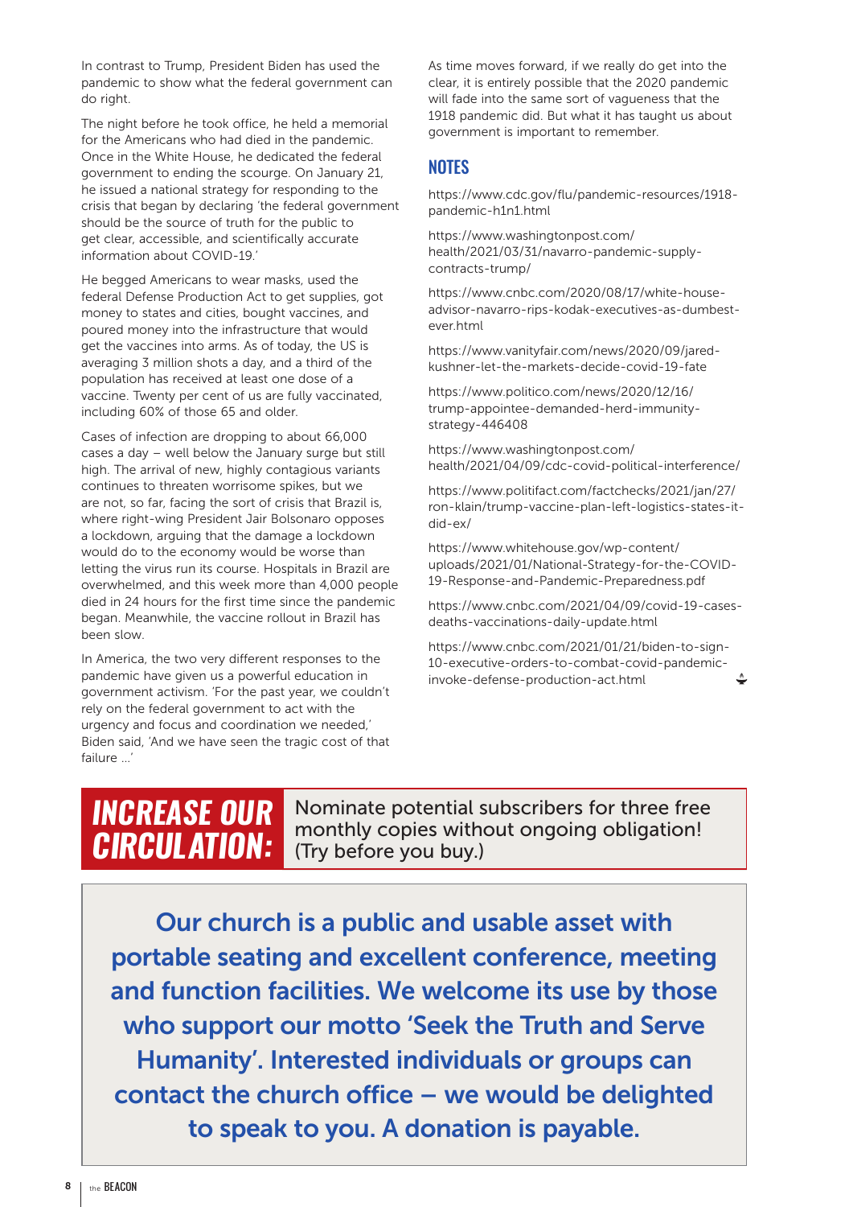In contrast to Trump, President Biden has used the pandemic to show what the federal government can do right.

The night before he took office, he held a memorial for the Americans who had died in the pandemic. Once in the White House, he dedicated the federal government to ending the scourge. On January 21, he issued a national strategy for responding to the crisis that began by declaring 'the federal government should be the source of truth for the public to get clear, accessible, and scientifically accurate information about COVID-19.'

He begged Americans to wear masks, used the federal Defense Production Act to get supplies, got money to states and cities, bought vaccines, and poured money into the infrastructure that would get the vaccines into arms. As of today, the US is averaging 3 million shots a day, and a third of the population has received at least one dose of a vaccine. Twenty per cent of us are fully vaccinated, including 60% of those 65 and older.

Cases of infection are dropping to about 66,000 cases a day – well below the January surge but still high. The arrival of new, highly contagious variants continues to threaten worrisome spikes, but we are not, so far, facing the sort of crisis that Brazil is, where right-wing President Jair Bolsonaro opposes a lockdown, arguing that the damage a lockdown would do to the economy would be worse than letting the virus run its course. Hospitals in Brazil are overwhelmed, and this week more than 4,000 people died in 24 hours for the first time since the pandemic began. Meanwhile, the vaccine rollout in Brazil has been slow.

In America, the two very different responses to the pandemic have given us a powerful education in government activism. 'For the past year, we couldn't rely on the federal government to act with the urgency and focus and coordination we needed,' Biden said, 'And we have seen the tragic cost of that failure ...'

As time moves forward, if we really do get into the clear, it is entirely possible that the 2020 pandemic will fade into the same sort of vagueness that the 1918 pandemic did. But what it has taught us about government is important to remember.

## NOTES

https://www.cdc.gov/flu/pandemic-resources/1918-pandemic-h1n1.html

https://www.washingtonpost.com/health/2021/03/31/navarro-pandemic-supply-contracts-trump/

https://www.cnbc.com/2020/08/17/white-house-advisor-navarro-rips-kodak-executives-as-dumbest-ever.html

https://www.vanityfair.com/news/2020/09/jared-kushner-let-the-markets-decide-covid-19-fate

https://www.politico.com/news/2020/12/16/trump-appointee-demanded-herd-immunity-strategy-446408

https://www.washingtonpost.com/health/2021/04/09/cdc-covid-political-interference/

https://www.politifact.com/factchecks/2021/jan/27/ron-klain/trump-vaccine-plan-left-logistics-states-it-did-ex/

https://www.whitehouse.gov/wp-content/uploads/2021/01/National-Strategy-for-the-COVID-19-Response-and-Pandemic-Preparedness.pdf

https://www.cnbc.com/2021/04/09/covid-19-cases-deaths-vaccinations-daily-update.html

https://www.cnbc.com/2021/01/21/biden-to-sign-10-executive-orders-to-combat-covid-pandemic-invoke-defense-production-act.html

**INCREASE OUR CIRCULATION:** Nominate potential subscribers for three free monthly copies without ongoing obligation! (Try before you buy.)

**Our church is a public and usable asset with portable seating and excellent conference, meeting and function facilities. We welcome its use by those who support our motto 'Seek the Truth and Serve Humanity'. Interested individuals or groups can contact the church office – we would be delighted to speak to you. A donation is payable.**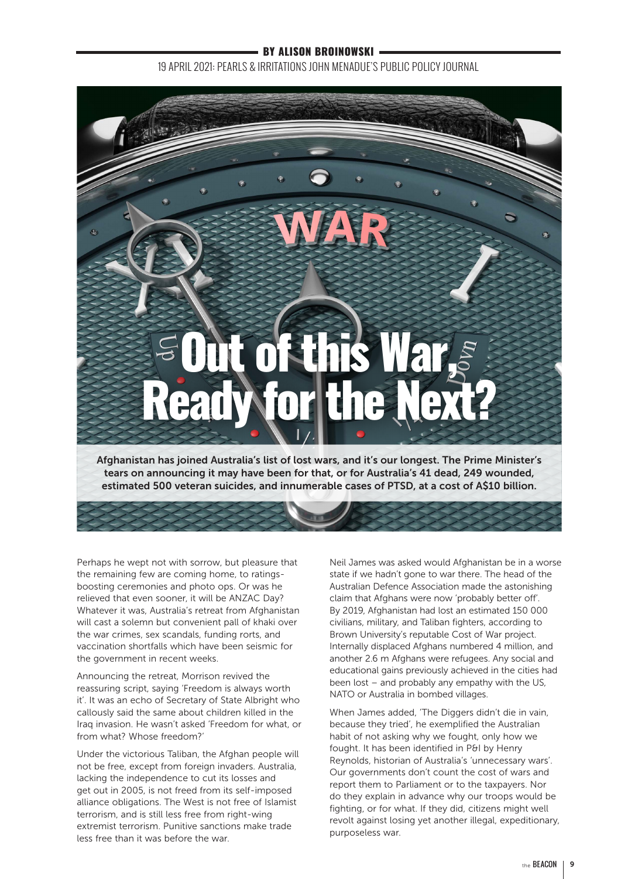BY ALISON BROINOWSKI

19 APRIL 2021: PEARLS & IRRITATIONS JOHN MENADUE'S PUBLIC POLICY JOURNAL

# Out of this War, Ready for the Next?

**Afghanistan has joined Australia's list of lost wars, and it's our longest. The Prime Minister's tears on announcing it may have been for that, or for Australia's 41 dead, 249 wounded, estimated 500 veteran suicides, and innumerable cases of PTSD, at a cost of A$10 billion.**

Perhaps he wept not with sorrow, but pleasure that the remaining few are coming home, to ratings-boosting ceremonies and photo ops. Or was he relieved that even sooner, it will be ANZAC Day? Whatever it was, Australia's retreat from Afghanistan will cast a solemn but convenient pall of khaki over the war crimes, sex scandals, funding rorts, and vaccination shortfalls which have been seismic for the government in recent weeks.

Announcing the retreat, Morrison revived the reassuring script, saying 'Freedom is always worth it'. It was an echo of Secretary of State Albright who callously said the same about children killed in the Iraq invasion. He wasn't asked 'Freedom for what, or from what? Whose freedom?'

Under the victorious Taliban, the Afghan people will not be free, except from foreign invaders. Australia, lacking the independence to cut its losses and get out in 2005, is not freed from its self-imposed alliance obligations. The West is not free of Islamist terrorism, and is still less free from right-wing extremist terrorism. Punitive sanctions make trade less free than it was before the war.

Neil James was asked would Afghanistan be in a worse state if we hadn't gone to war there. The head of the Australian Defence Association made the astonishing claim that Afghans were now 'probably better off'. By 2019, Afghanistan had lost an estimated 150 000 civilians, military, and Taliban fighters, according to Brown University's reputable Cost of War project. Internally displaced Afghans numbered 4 million, and another 2.6 m Afghans were refugees. Any social and educational gains previously achieved in the cities had been lost – and probably any empathy with the US, NATO or Australia in bombed villages.

When James added, 'The Diggers didn't die in vain, because they tried', he exemplified the Australian habit of not asking why we fought, only how we fought. It has been identified in P&I by Henry Reynolds, historian of Australia's 'unnecessary wars'. Our governments don't count the cost of wars and report them to Parliament or to the taxpayers. Nor do they explain in advance why our troops would be fighting, or for what. If they did, citizens might well revolt against losing yet another illegal, expeditionary, purposeless war.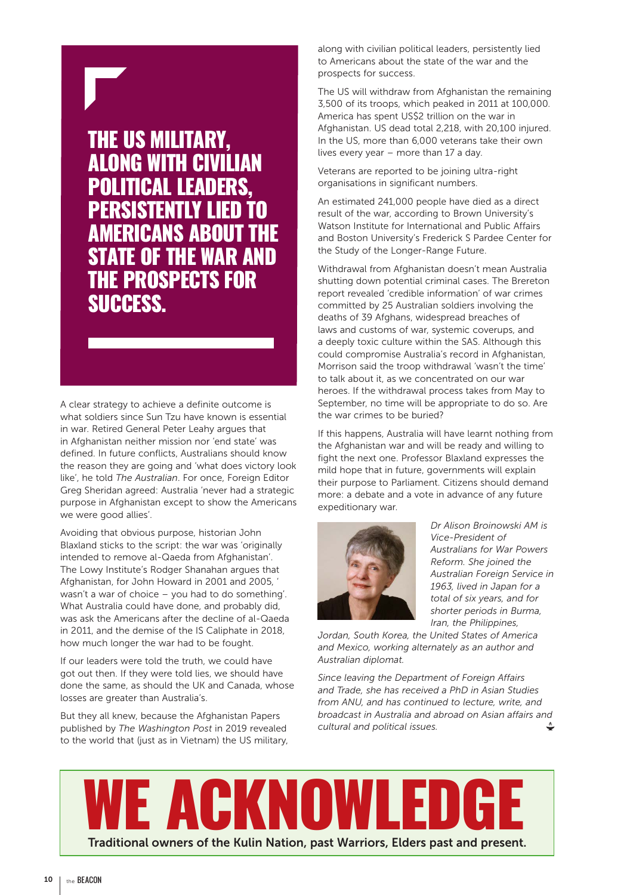**THE US MILITARY, ALONG WITH CIVILIAN POLITICAL LEADERS, PERSISTENTLY LIED TO AMERICANS ABOUT THE STATE OF THE WAR AND THE PROSPECTS FOR SUCCESS.**

A clear strategy to achieve a definite outcome is what soldiers since Sun Tzu have known is essential in war. Retired General Peter Leahy argues that in Afghanistan neither mission nor 'end state' was defined. In future conflicts, Australians should know the reason they are going and 'what does victory look like', he told *The Australian*. For once, Foreign Editor Greg Sheridan agreed: Australia 'never had a strategic purpose in Afghanistan except to show the Americans we were good allies'.

Avoiding that obvious purpose, historian John Blaxland sticks to the script: the war was 'originally intended to remove al-Qaeda from Afghanistan'. The Lowy Institute's Rodger Shanahan argues that Afghanistan, for John Howard in 2001 and 2005, ' wasn't a war of choice – you had to do something'. What Australia could have done, and probably did, was ask the Americans after the decline of al-Qaeda in 2011, and the demise of the IS Caliphate in 2018, how much longer the war had to be fought.

If our leaders were told the truth, we could have got out then. If they were told lies, we should have done the same, as should the UK and Canada, whose losses are greater than Australia's.

But they all knew, because the Afghanistan Papers published by *The Washington Post* in 2019 revealed to the world that (just as in Vietnam) the US military, along with civilian political leaders, persistently lied to Americans about the state of the war and the prospects for success.

The US will withdraw from Afghanistan the remaining 3,500 of its troops, which peaked in 2011 at 100,000. America has spent US$2 trillion on the war in Afghanistan. US dead total 2,218, with 20,100 injured. In the US, more than 6,000 veterans take their own lives every year – more than 17 a day.

Veterans are reported to be joining ultra-right organisations in significant numbers.

An estimated 241,000 people have died as a direct result of the war, according to Brown University's Watson Institute for International and Public Affairs and Boston University's Frederick S Pardee Center for the Study of the Longer-Range Future.

Withdrawal from Afghanistan doesn't mean Australia shutting down potential criminal cases. The Brereton report revealed 'credible information' of war crimes committed by 25 Australian soldiers involving the deaths of 39 Afghans, widespread breaches of laws and customs of war, systemic coverups, and a deeply toxic culture within the SAS. Although this could compromise Australia's record in Afghanistan, Morrison said the troop withdrawal 'wasn't the time' to talk about it, as we concentrated on our war heroes. If the withdrawal process takes from May to September, no time will be appropriate to do so. Are the war crimes to be buried?

If this happens, Australia will have learnt nothing from the Afghanistan war and will be ready and willing to fight the next one. Professor Blaxland expresses the mild hope that in future, governments will explain their purpose to Parliament. Citizens should demand more: a debate and a vote in advance of any future expeditionary war.

*Dr Alison Broinowski AM is Vice-President of Australians for War Powers Reform. She joined the Australian Foreign Service in 1963, lived in Japan for a total of six years, and for shorter periods in Burma, Iran, the Philippines, Jordan, South Korea, the United States of America and Mexico, working alternately as an author and Australian diplomat.*

*Since leaving the Department of Foreign Affairs and Trade, she has received a PhD in Asian Studies from ANU, and has continued to lecture, write, and broadcast in Australia and abroad on Asian affairs and cultural and political issues.*

# WE ACKNOWLEDGE

**Traditional owners of the Kulin Nation, past Warriors, Elders past and present.**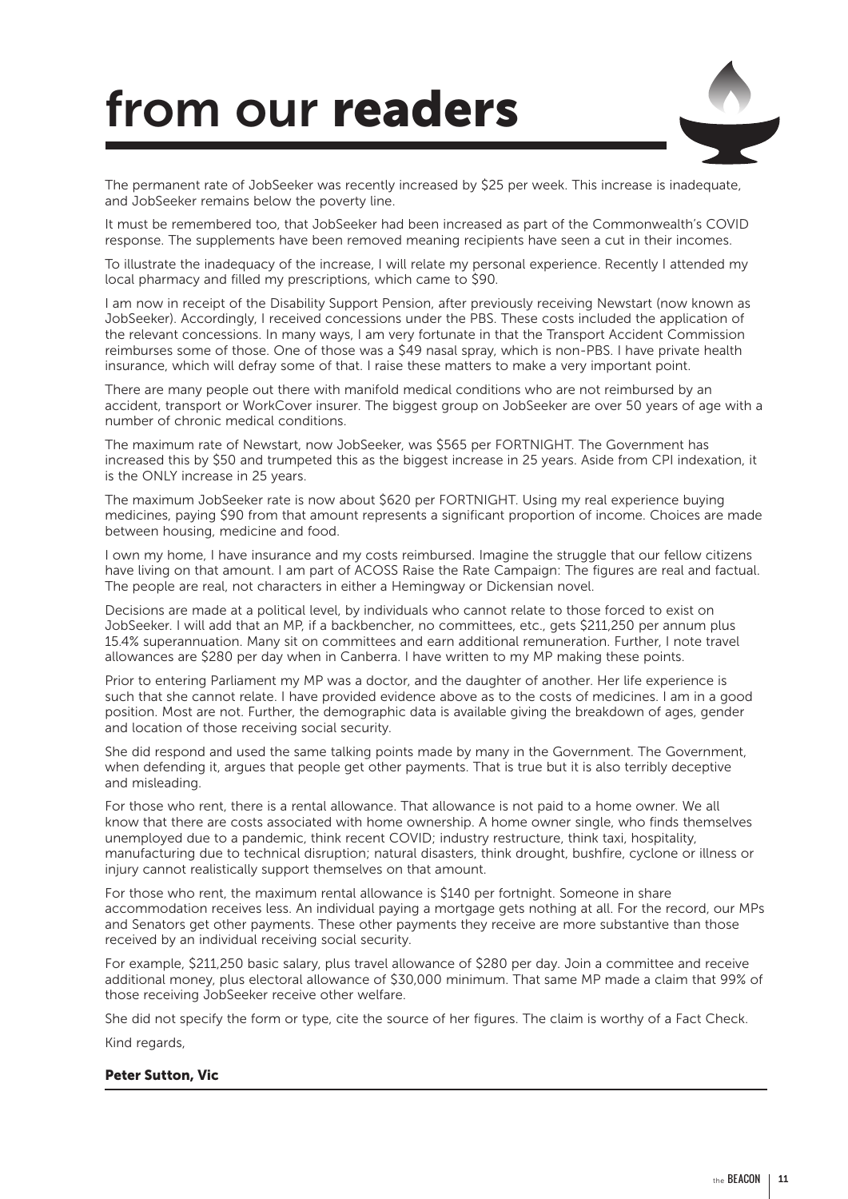# from our readers

The permanent rate of JobSeeker was recently increased by $25 per week. This increase is inadequate, and JobSeeker remains below the poverty line.

It must be remembered too, that JobSeeker had been increased as part of the Commonwealth's COVID response. The supplements have been removed meaning recipients have seen a cut in their incomes.

To illustrate the inadequacy of the increase, I will relate my personal experience. Recently I attended my local pharmacy and filled my prescriptions, which came to $90.

I am now in receipt of the Disability Support Pension, after previously receiving Newstart (now known as JobSeeker). Accordingly, I received concessions under the PBS. These costs included the application of the relevant concessions. In many ways, I am very fortunate in that the Transport Accident Commission reimburses some of those. One of those was a $49 nasal spray, which is non-PBS. I have private health insurance, which will defray some of that. I raise these matters to make a very important point.

There are many people out there with manifold medical conditions who are not reimbursed by an accident, transport or WorkCover insurer. The biggest group on JobSeeker are over 50 years of age with a number of chronic medical conditions.

The maximum rate of Newstart, now JobSeeker, was $565 per FORTNIGHT. The Government has increased this by $50 and trumpeted this as the biggest increase in 25 years. Aside from CPI indexation, it is the ONLY increase in 25 years.

The maximum JobSeeker rate is now about $620 per FORTNIGHT. Using my real experience buying medicines, paying $90 from that amount represents a significant proportion of income. Choices are made between housing, medicine and food.

I own my home, I have insurance and my costs reimbursed. Imagine the struggle that our fellow citizens have living on that amount. I am part of ACOSS Raise the Rate Campaign: The figures are real and factual. The people are real, not characters in either a Hemingway or Dickensian novel.

Decisions are made at a political level, by individuals who cannot relate to those forced to exist on JobSeeker. I will add that an MP, if a backbencher, no committees, etc., gets $211,250 per annum plus 15.4% superannuation. Many sit on committees and earn additional remuneration. Further, I note travel allowances are $280 per day when in Canberra. I have written to my MP making these points.

Prior to entering Parliament my MP was a doctor, and the daughter of another. Her life experience is such that she cannot relate. I have provided evidence above as to the costs of medicines. I am in a good position. Most are not. Further, the demographic data is available giving the breakdown of ages, gender and location of those receiving social security.

She did respond and used the same talking points made by many in the Government. The Government, when defending it, argues that people get other payments. That is true but it is also terribly deceptive and misleading.

For those who rent, there is a rental allowance. That allowance is not paid to a home owner. We all know that there are costs associated with home ownership. A home owner single, who finds themselves unemployed due to a pandemic, think recent COVID; industry restructure, think taxi, hospitality, manufacturing due to technical disruption; natural disasters, think drought, bushfire, cyclone or illness or injury cannot realistically support themselves on that amount.

For those who rent, the maximum rental allowance is $140 per fortnight. Someone in share accommodation receives less. An individual paying a mortgage gets nothing at all. For the record, our MPs and Senators get other payments. These other payments they receive are more substantive than those received by an individual receiving social security.

For example, $211,250 basic salary, plus travel allowance of $280 per day. Join a committee and receive additional money, plus electoral allowance of $30,000 minimum. That same MP made a claim that 99% of those receiving JobSeeker receive other welfare.

She did not specify the form or type, cite the source of her figures. The claim is worthy of a Fact Check.

Kind regards,

**Peter Sutton, Vic**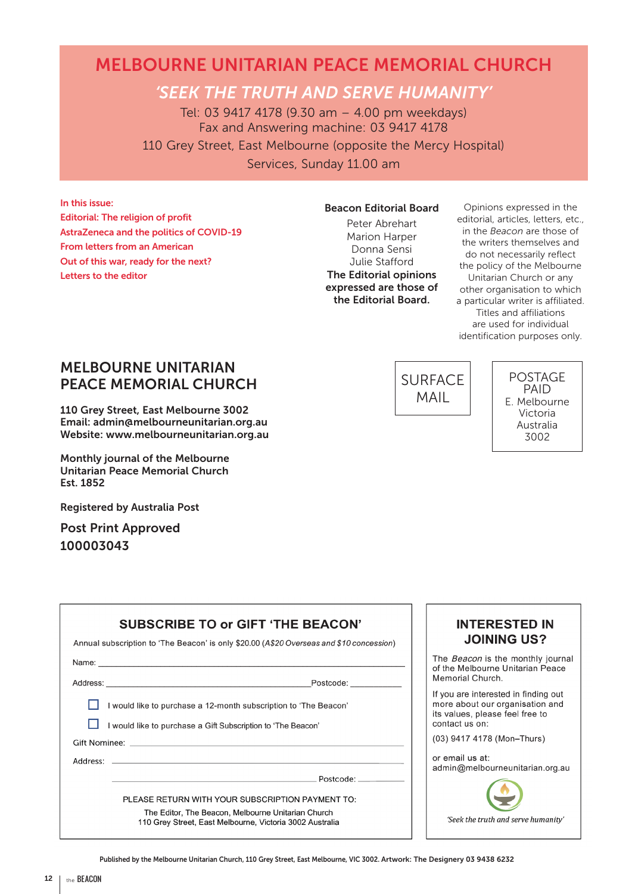# MELBOURNE UNITARIAN PEACE MEMORIAL CHURCH

## *'SEEK THE TRUTH AND SERVE HUMANITY'*

Tel: 03 9417 4178 (9.30 am – 4.00 pm weekdays)
Fax and Answering machine: 03 9417 4178
110 Grey Street, East Melbourne (opposite the Mercy Hospital)
Services, Sunday 11.00 am

In this issue:
Editorial: The religion of profit
AstraZeneca and the politics of COVID-19
From letters from an American
Out of this war, ready for the next?
Letters to the editor

**Beacon Editorial Board**
Peter Abrehart
Marion Harper
Donna Sensi
Julie Stafford
**The Editorial opinions expressed are those of the Editorial Board.**

Opinions expressed in the editorial, articles, letters, etc., in the *Beacon* are those of the writers themselves and do not necessarily reflect the policy of the Melbourne Unitarian Church or any other organisation to which a particular writer is affiliated. Titles and affiliations are used for individual identification purposes only.

## MELBOURNE UNITARIAN PEACE MEMORIAL CHURCH

**110 Grey Street, East Melbourne 3002**
**Email: admin@melbourneunitarian.org.au**
**Website: www.melbourneunitarian.org.au**

**Monthly journal of the Melbourne Unitarian Peace Memorial Church**
**Est. 1852**

**Registered by Australia Post**

**Post Print Approved**
**100003043**

SURFACE MAIL

POSTAGE PAID
E. Melbourne
Victoria
Australia
3002

## SUBSCRIBE TO or GIFT 'THE BEACON'

Annual subscription to 'The Beacon' is only $20.00 (*A$20 Overseas and $10 concession*)

Name: ____________________

Address: ____________________ Postcode: ________

☐ I would like to purchase a 12-month subscription to 'The Beacon'

☐ I would like to purchase a Gift Subscription to 'The Beacon'

Gift Nominee: ____________________

Address: ____________________

____________________ Postcode: ________

PLEASE RETURN WITH YOUR SUBSCRIPTION PAYMENT TO:

The Editor, The Beacon, Melbourne Unitarian Church
110 Grey Street, East Melbourne, Victoria 3002 Australia

## INTERESTED IN JOINING US?

The *Beacon* is the monthly journal of the Melbourne Unitarian Peace Memorial Church.

If you are interested in finding out more about our organisation and its values, please feel free to contact us on:

(03) 9417 4178 (Mon–Thurs)

or email us at:
admin@melbourneunitarian.org.au

*'Seek the truth and serve humanity'*

Published by the Melbourne Unitarian Church, 110 Grey Street, East Melbourne, VIC 3002. Artwork: The Designery 03 9438 6232